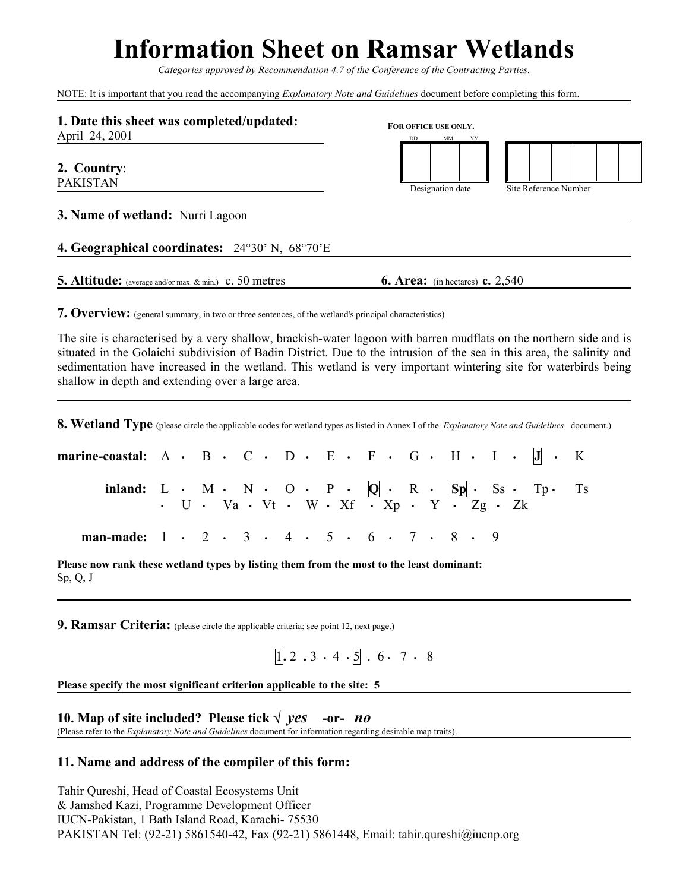# Information Sheet on Ramsar Wetlands

*Categories approved by Recommendation 4.7 of the Conference of the Contracting Parties.*

NOTE: It is important that you read the accompanying *Explanatory Note and Guidelines* document before completing this form.

**1. Date this sheet was completed/updated:**
April 24, 2001

**FOR OFFICE USE ONLY.**

| DD | MM | YY |
|---|---|---|
| | | |

Designation date

| | | | | | |
|---|---|---|---|---|---|
| | | | | | |

Site Reference Number

**2. Country:**
PAKISTAN

**3. Name of wetland:** Nurri Lagoon

**4. Geographical coordinates:** 24°30' N, 68°70'E

**5. Altitude:** (average and/or max. & min.) c. 50 metres

**6. Area:** (in hectares) **c.** 2,540

**7. Overview:** (general summary, in two or three sentences, of the wetland's principal characteristics)

The site is characterised by a very shallow, brackish-water lagoon with barren mudflats on the northern side and is situated in the Golaichi subdivision of Badin District. Due to the intrusion of the sea in this area, the salinity and sedimentation have increased in the wetland. This wetland is very important wintering site for waterbirds being shallow in depth and extending over a large area.

**8. Wetland Type** (please circle the applicable codes for wetland types as listed in Annex I of the *Explanatory Note and Guidelines* document.)

**marine-coastal:** A • B • C • D • E • F • G • H • I • **[J]** • K

**inland:** L • M • N • O • P • **[Q]** • R • **[Sp]** • Ss • Tp • Ts • U • Va • Vt • W • Xf • Xp • Y • Zg • Zk

**man-made:** 1 • 2 • 3 • 4 • 5 • 6 • 7 • 8 • 9

**Please now rank these wetland types by listing them from the most to the least dominant:**
Sp, Q, J

**9. Ramsar Criteria:** (please circle the applicable criteria; see point 12, next page.)

[1] • 2 • 3 • 4 • [5] • 6 • 7 • 8

**Please specify the most significant criterion applicable to the site: 5**

**10. Map of site included? Please tick √ *yes* -or- *no***
(Please refer to the *Explanatory Note and Guidelines* document for information regarding desirable map traits).

**11. Name and address of the compiler of this form:**

Tahir Qureshi, Head of Coastal Ecosystems Unit
& Jamshed Kazi, Programme Development Officer
IUCN-Pakistan, 1 Bath Island Road, Karachi- 75530
PAKISTAN Tel: (92-21) 5861540-42, Fax (92-21) 5861448, Email: tahir.qureshi@iucnp.org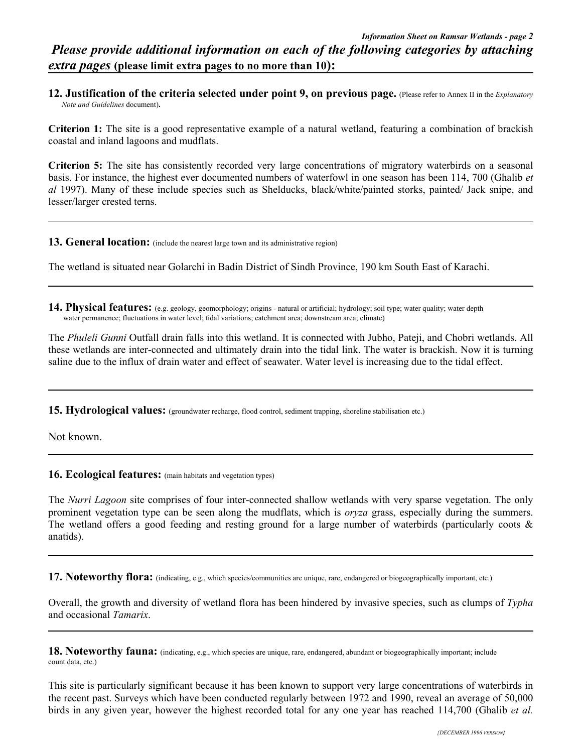*Please provide additional information on each of the following categories by attaching extra pages* **(please limit extra pages to no more than 10):**

**12. Justification of the criteria selected under point 9, on previous page.** (Please refer to Annex II in the *Explanatory Note and Guidelines* document)**.**

**Criterion 1:** The site is a good representative example of a natural wetland, featuring a combination of brackish coastal and inland lagoons and mudflats.

**Criterion 5:** The site has consistently recorded very large concentrations of migratory waterbirds on a seasonal basis. For instance, the highest ever documented numbers of waterfowl in one season has been 114, 700 (Ghalib *et al* 1997). Many of these include species such as Shelducks, black/white/painted storks, painted/ Jack snipe, and lesser/larger crested terns.

**13. General location:** (include the nearest large town and its administrative region)

The wetland is situated near Golarchi in Badin District of Sindh Province, 190 km South East of Karachi.

**14. Physical features:** (e.g. geology, geomorphology; origins - natural or artificial; hydrology; soil type; water quality; water depth water permanence; fluctuations in water level; tidal variations; catchment area; downstream area; climate)

The *Phuleli Gunni* Outfall drain falls into this wetland. It is connected with Jubho, Pateji, and Chobri wetlands. All these wetlands are inter-connected and ultimately drain into the tidal link. The water is brackish. Now it is turning saline due to the influx of drain water and effect of seawater. Water level is increasing due to the tidal effect.

**15. Hydrological values:** (groundwater recharge, flood control, sediment trapping, shoreline stabilisation etc.)

Not known.

**16. Ecological features:** (main habitats and vegetation types)

The *Nurri Lagoon* site comprises of four inter-connected shallow wetlands with very sparse vegetation. The only prominent vegetation type can be seen along the mudflats, which is *oryza* grass, especially during the summers. The wetland offers a good feeding and resting ground for a large number of waterbirds (particularly coots & anatids).

**17. Noteworthy flora:** (indicating, e.g., which species/communities are unique, rare, endangered or biogeographically important, etc.)

Overall, the growth and diversity of wetland flora has been hindered by invasive species, such as clumps of *Typha* and occasional *Tamarix*.

**18. Noteworthy fauna:** (indicating, e.g., which species are unique, rare, endangered, abundant or biogeographically important; include count data, etc.)

This site is particularly significant because it has been known to support very large concentrations of waterbirds in the recent past. Surveys which have been conducted regularly between 1972 and 1990, reveal an average of 50,000 birds in any given year, however the highest recorded total for any one year has reached 114,700 (Ghalib *et al.*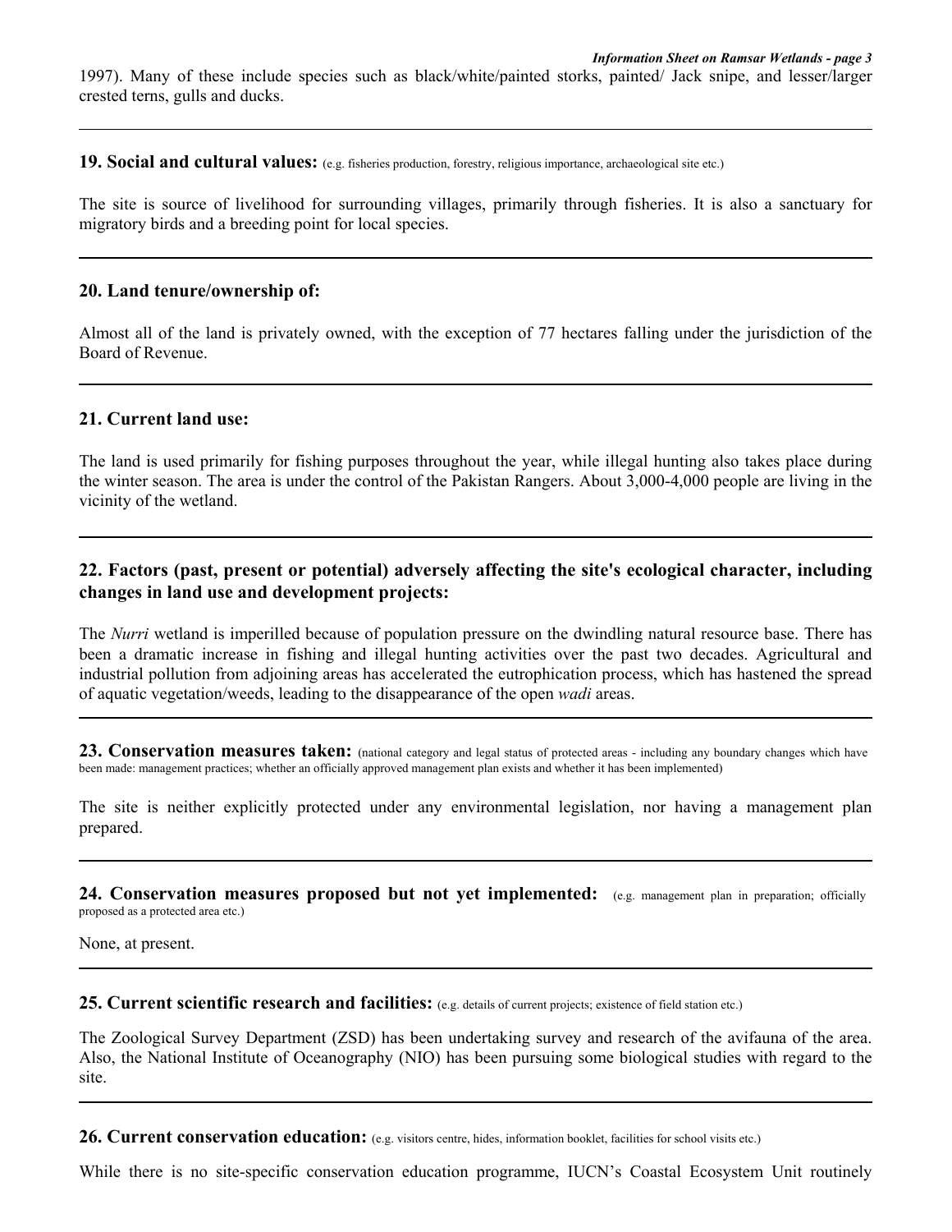1997). Many of these include species such as black/white/painted storks, painted/ Jack snipe, and lesser/larger crested terns, gulls and ducks.

---

**19. Social and cultural values:** (e.g. fisheries production, forestry, religious importance, archaeological site etc.)

The site is source of livelihood for surrounding villages, primarily through fisheries. It is also a sanctuary for migratory birds and a breeding point for local species.

---

**20. Land tenure/ownership of:**

Almost all of the land is privately owned, with the exception of 77 hectares falling under the jurisdiction of the Board of Revenue.

---

**21. Current land use:**

The land is used primarily for fishing purposes throughout the year, while illegal hunting also takes place during the winter season. The area is under the control of the Pakistan Rangers. About 3,000-4,000 people are living in the vicinity of the wetland.

---

**22. Factors (past, present or potential) adversely affecting the site's ecological character, including changes in land use and development projects:**

The *Nurri* wetland is imperilled because of population pressure on the dwindling natural resource base. There has been a dramatic increase in fishing and illegal hunting activities over the past two decades. Agricultural and industrial pollution from adjoining areas has accelerated the eutrophication process, which has hastened the spread of aquatic vegetation/weeds, leading to the disappearance of the open *wadi* areas.

---

**23. Conservation measures taken:** (national category and legal status of protected areas - including any boundary changes which have been made: management practices; whether an officially approved management plan exists and whether it has been implemented)

The site is neither explicitly protected under any environmental legislation, nor having a management plan prepared.

---

**24. Conservation measures proposed but not yet implemented:** (e.g. management plan in preparation; officially proposed as a protected area etc.)

None, at present.

---

**25. Current scientific research and facilities:** (e.g. details of current projects; existence of field station etc.)

The Zoological Survey Department (ZSD) has been undertaking survey and research of the avifauna of the area. Also, the National Institute of Oceanography (NIO) has been pursuing some biological studies with regard to the site.

---

**26. Current conservation education:** (e.g. visitors centre, hides, information booklet, facilities for school visits etc.)

While there is no site-specific conservation education programme, IUCN's Coastal Ecosystem Unit routinely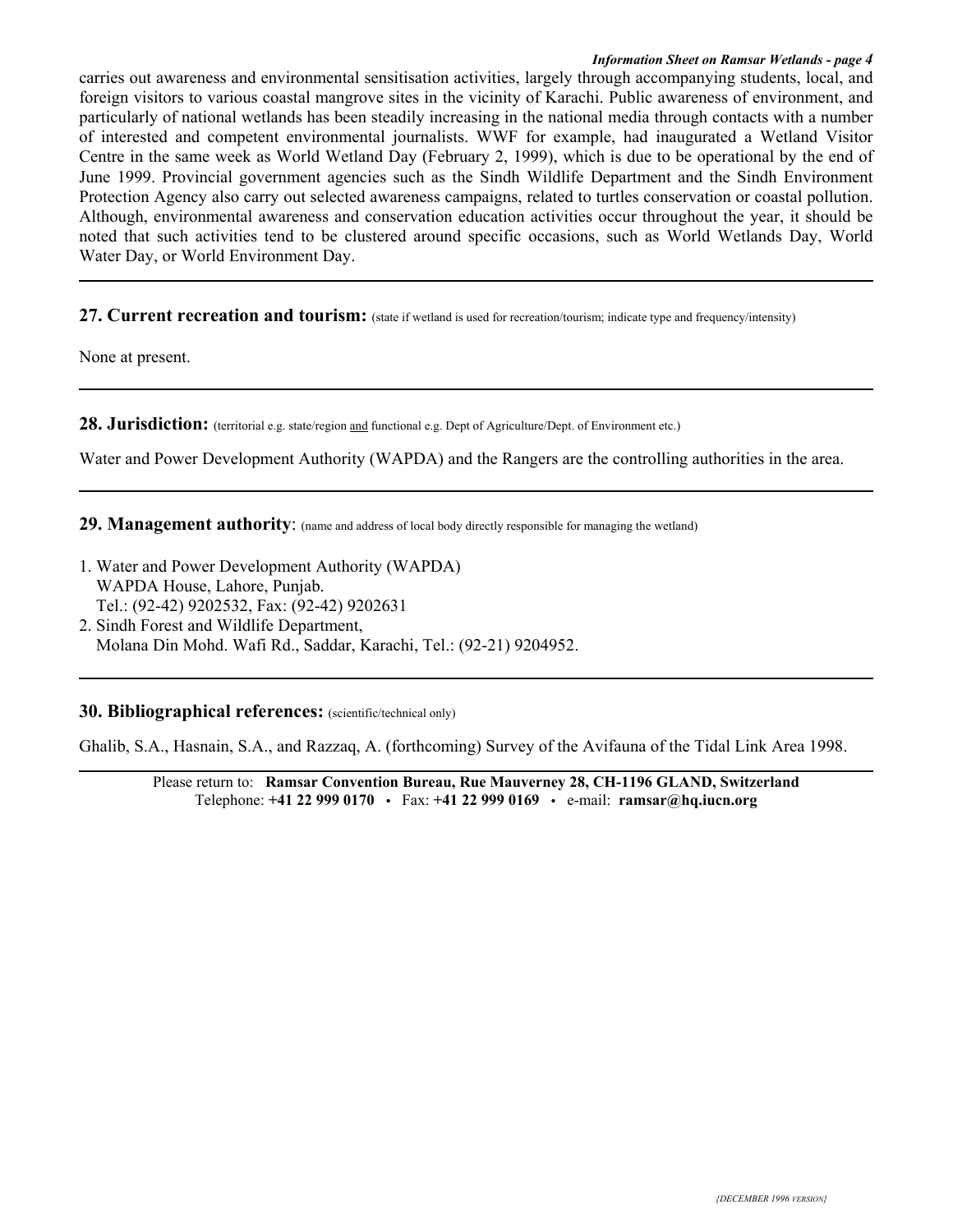carries out awareness and environmental sensitisation activities, largely through accompanying students, local, and foreign visitors to various coastal mangrove sites in the vicinity of Karachi. Public awareness of environment, and particularly of national wetlands has been steadily increasing in the national media through contacts with a number of interested and competent environmental journalists. WWF for example, had inaugurated a Wetland Visitor Centre in the same week as World Wetland Day (February 2, 1999), which is due to be operational by the end of June 1999. Provincial government agencies such as the Sindh Wildlife Department and the Sindh Environment Protection Agency also carry out selected awareness campaigns, related to turtles conservation or coastal pollution. Although, environmental awareness and conservation education activities occur throughout the year, it should be noted that such activities tend to be clustered around specific occasions, such as World Wetlands Day, World Water Day, or World Environment Day.

---

**27. Current recreation and tourism:** (state if wetland is used for recreation/tourism; indicate type and frequency/intensity)

None at present.

---

**28. Jurisdiction:** (territorial e.g. state/region and functional e.g. Dept of Agriculture/Dept. of Environment etc.)

Water and Power Development Authority (WAPDA) and the Rangers are the controlling authorities in the area.

---

**29. Management authority**: (name and address of local body directly responsible for managing the wetland)

1. Water and Power Development Authority (WAPDA)
   WAPDA House, Lahore, Punjab.
   Tel.: (92-42) 9202532, Fax: (92-42) 9202631
2. Sindh Forest and Wildlife Department,
   Molana Din Mohd. Wafi Rd., Saddar, Karachi, Tel.: (92-21) 9204952.

---

**30. Bibliographical references:** (scientific/technical only)

Ghalib, S.A., Hasnain, S.A., and Razzaq, A. (forthcoming) Survey of the Avifauna of the Tidal Link Area 1998.

---

Please return to: **Ramsar Convention Bureau, Rue Mauverney 28, CH-1196 GLAND, Switzerland**
Telephone: **+41 22 999 0170** • Fax: **+41 22 999 0169** • e-mail: **ramsar@hq.iucn.org**